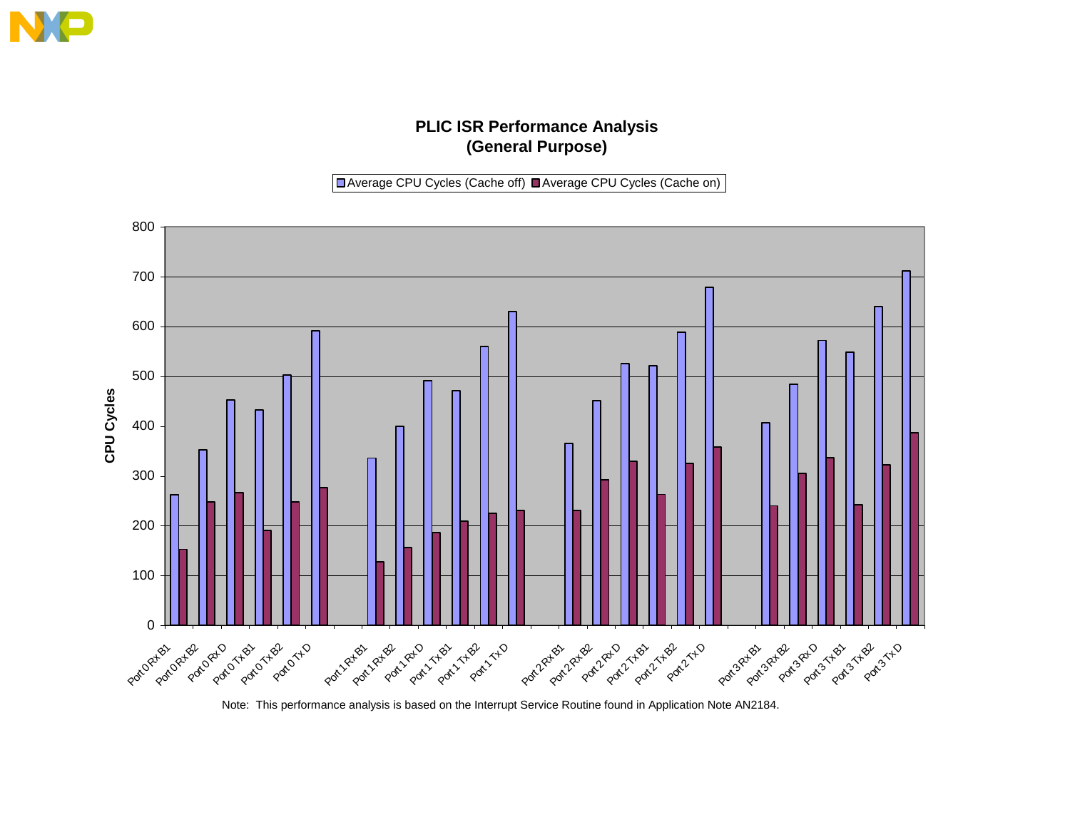# PLIC ISR Performance Analysis
## (General Purpose)

| | Average CPU Cycles (Cache off) | Average CPU Cycles (Cache on) |
|---|---|---|
| Port 0 Rx B1 | 262 | 152 |
| Port 0 Rx B2 | 352 | 248 |
| Port 0 Rx D | 453 | 267 |
| Port 0 Tx B1 | 433 | 191 |
| Port 0 Tx B2 | 503 | 248 |
| Port 0 Tx D | 592 | 277 |
| Port 1 Rx B1 | 336 | 128 |
| Port 1 Rx B2 | 400 | 157 |
| Port 1 Rx D | 492 | 187 |
| Port 1 Tx B1 | 472 | 210 |
| Port 1 Tx B2 | 560 | 225 |
| Port 1 Tx D | 630 | 231 |
| Port 2 Rx B1 | 365 | 231 |
| Port 2 Rx B2 | 452 | 292 |
| Port 2 Rx D | 526 | 330 |
| Port 2 Tx B1 | 522 | 263 |
| Port 2 Tx B2 | 589 | 325 |
| Port 2 Tx D | 679 | 358 |
| Port 3 Rx B1 | 407 | 240 |
| Port 3 Rx B2 | 485 | 305 |
| Port 3 Rx D | 572 | 337 |
| Port 3 Tx B1 | 549 | 242 |
| Port 3 Tx B2 | 640 | 322 |
| Port 3 Tx D | 712 | 387 |

Note: This performance analysis is based on the Interrupt Service Routine found in Application Note AN2184.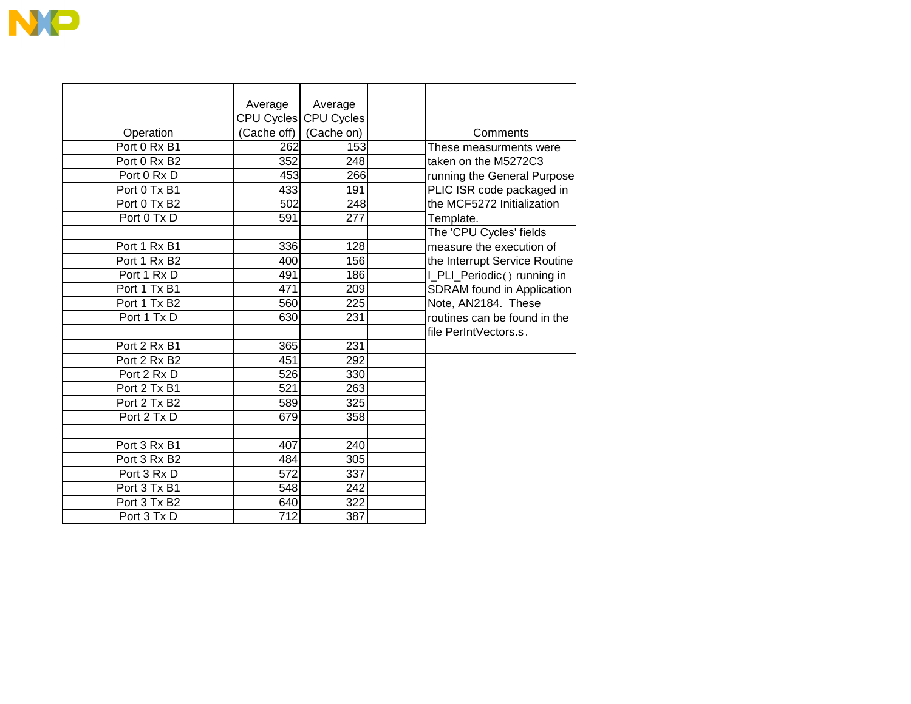| Operation | Average CPU Cycles (Cache off) | Average CPU Cycles (Cache on) | |
|---|---|---|---|
| Port 0 Rx B1 | 262 | 153 | |
| Port 0 Rx B2 | 352 | 248 | |
| Port 0 Rx D | 453 | 266 | |
| Port 0 Tx B1 | 433 | 191 | |
| Port 0 Tx B2 | 502 | 248 | |
| Port 0 Tx D | 591 | 277 | |
| | | | |
| Port 1 Rx B1 | 336 | 128 | |
| Port 1 Rx B2 | 400 | 156 | |
| Port 1 Rx D | 491 | 186 | |
| Port 1 Tx B1 | 471 | 209 | |
| Port 1 Tx B2 | 560 | 225 | |
| Port 1 Tx D | 630 | 231 | |
| | | | |
| Port 2 Rx B1 | 365 | 231 | |
| Port 2 Rx B2 | 451 | 292 | |
| Port 2 Rx D | 526 | 330 | |
| Port 2 Tx B1 | 521 | 263 | |
| Port 2 Tx B2 | 589 | 325 | |
| Port 2 Tx D | 679 | 358 | |
| | | | |
| Port 3 Rx B1 | 407 | 240 | |
| Port 3 Rx B2 | 484 | 305 | |
| Port 3 Rx D | 572 | 337 | |
| Port 3 Tx B1 | 548 | 242 | |
| Port 3 Tx B2 | 640 | 322 | |
| Port 3 Tx D | 712 | 387 | |

| Comments |
|---|
| These measurments were taken on the M5272C3 running the General Purpose PLIC ISR code packaged in the MCF5272 Initialization Template. |
| The 'CPU Cycles' fields measure the execution of the Interrupt Service Routine I_PLI_Periodic() running in SDRAM found in Application Note, AN2184. These routines can be found in the file PerIntVectors.s. |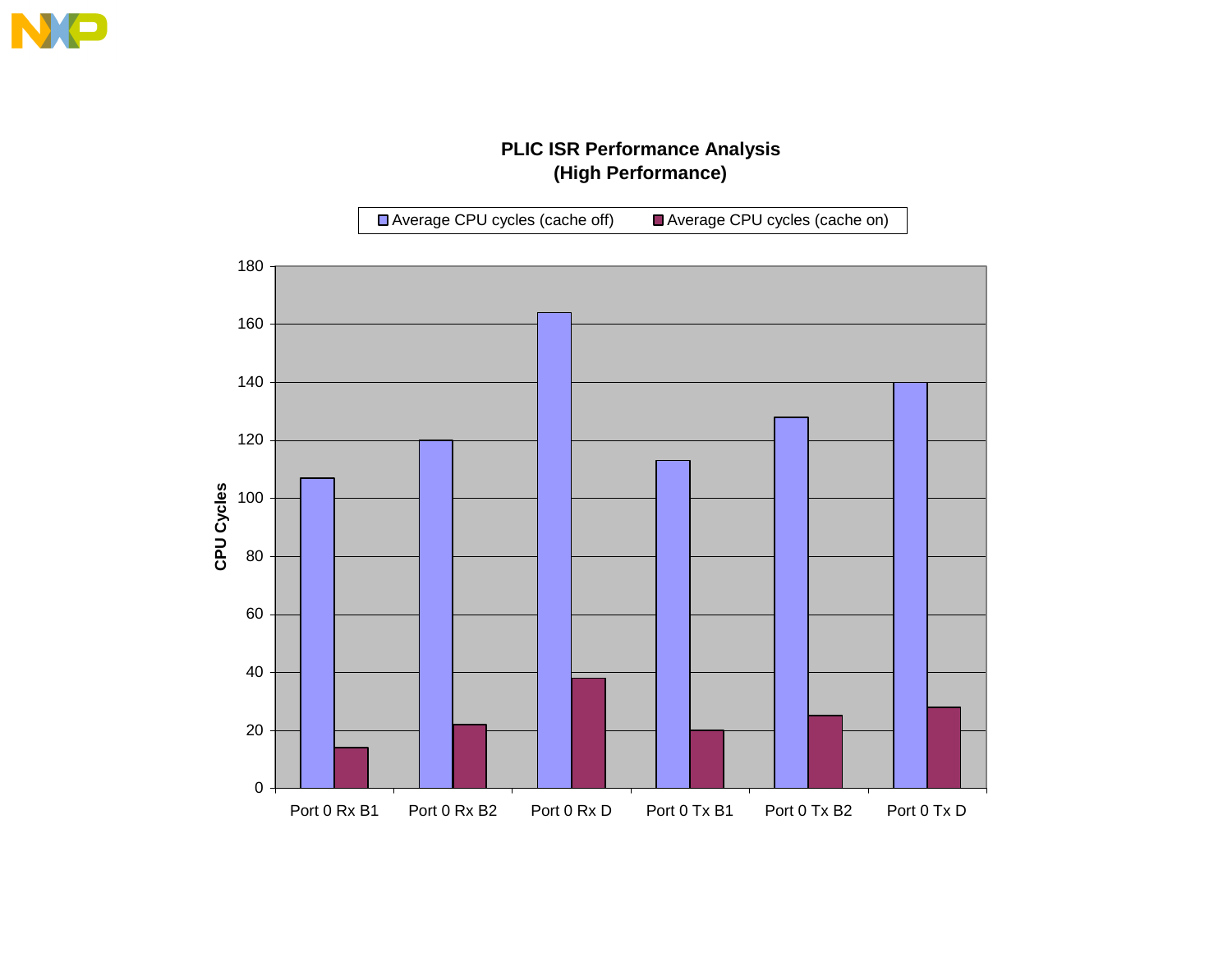**PLIC ISR Performance Analysis**
**(High Performance)**

| | Average CPU cycles (cache off) | Average CPU cycles (cache on) |
|---|---|---|
| Port 0 Rx B1 | 107 | 14 |
| Port 0 Rx B2 | 120 | 22 |
| Port 0 Rx D | 164 | 38 |
| Port 0 Tx B1 | 113 | 20 |
| Port 0 Tx B2 | 128 | 25 |
| Port 0 Tx D | 140 | 28 |

CPU Cycles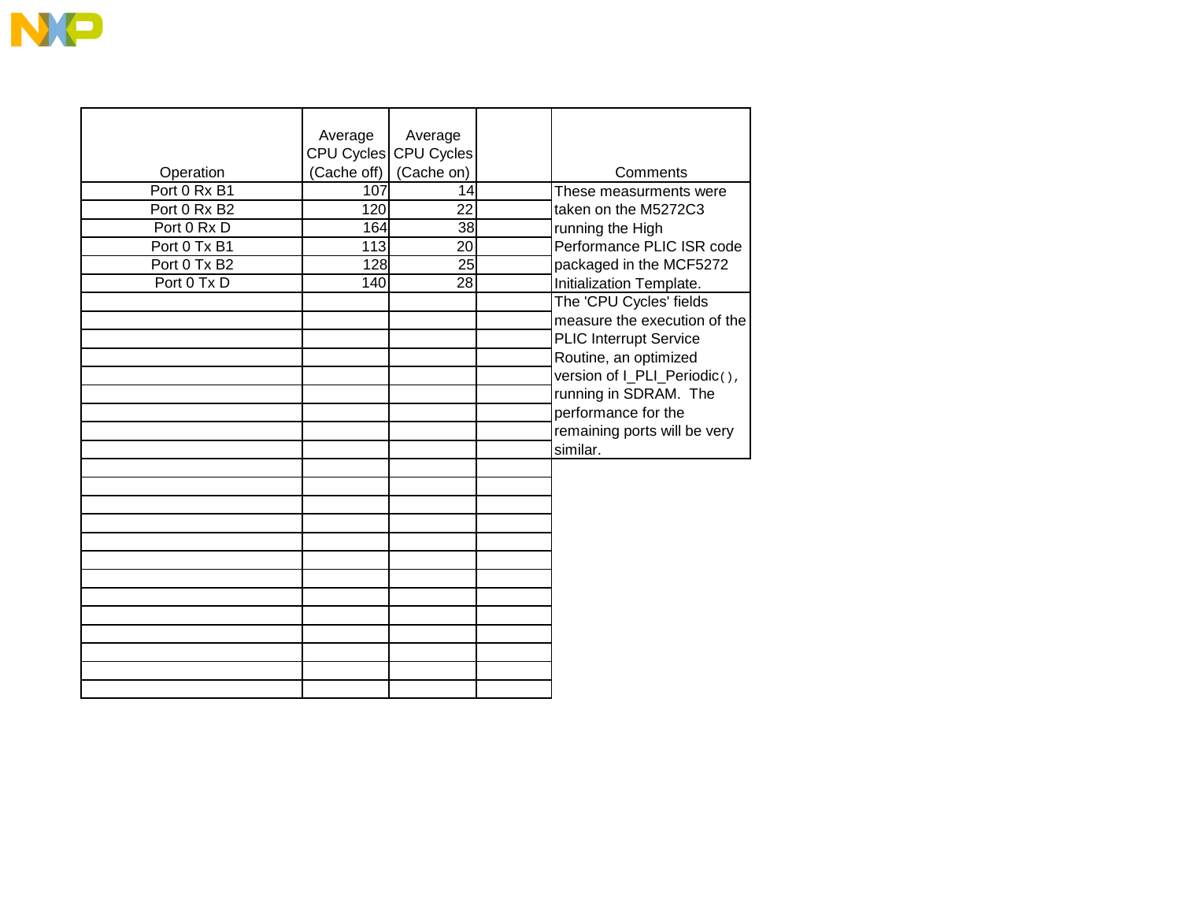| Operation | Average CPU Cycles (Cache off) | Average CPU Cycles (Cache on) | | Comments |
|---|---|---|---|---|
| Port 0 Rx B1 | 107 | 14 | | These measurments were taken on the M5272C3 running the High Performance PLIC ISR code packaged in the MCF5272 Initialization Template. |
| Port 0 Rx B2 | 120 | 22 | | |
| Port 0 Rx D | 164 | 38 | | |
| Port 0 Tx B1 | 113 | 20 | | |
| Port 0 Tx B2 | 128 | 25 | | |
| Port 0 Tx D | 140 | 28 | | |
| | | | | The 'CPU Cycles' fields measure the execution of the PLIC Interrupt Service Routine, an optimized version of I_PLI_Periodic(), running in SDRAM. The performance for the remaining ports will be very similar. |